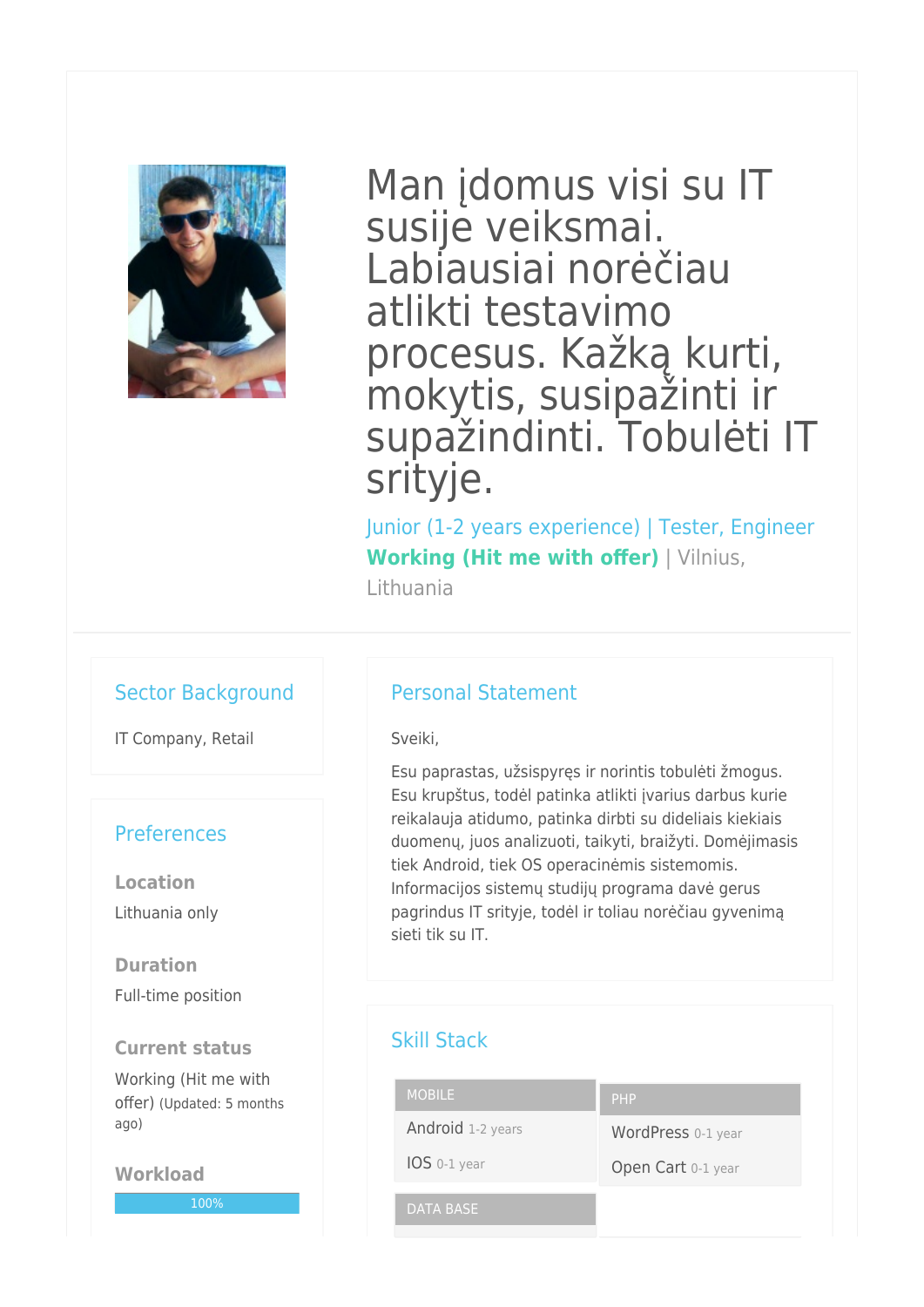# Man įdomus visi su IT susije veiksmai. Labiausiai norėčiau atlikti testavimo procesus. Kažką kurti, mokytis, susipažinti ir supažindinti. Tobulėti IT srityje.

Junior (1-2 years experience) | Tester, Engineer

**Working (Hit me with offer)** | Vilnius, Lithuania

## Sector Background

IT Company, Retail

## Preferences

### Location

Lithuania only

### Duration

Full-time position

### Current status

Working (Hit me with offer) (Updated: 5 months ago)

### Workload

100%

## Personal Statement

Sveiki,

Esu paprastas, užsispyręs ir norintis tobulėti žmogus. Esu krupštus, todėl patinka atlikti įvarius darbus kurie reikalauja atidumo, patinka dirbti su dideliais kiekiais duomenų, juos analizuoti, taikyti, braižyti. Domėjimasis tiek Android, tiek OS operacinėmis sistemomis. Informacijos sistemų studijų programa davė gerus pagrindus IT srityje, todėl ir toliau norėčiau gyvenimą sieti tik su IT.

## Skill Stack

**MOBILE**

- Android 1-2 years
- IOS 0-1 year

**PHP**

- WordPress 0-1 year
- Open Cart 0-1 year

**DATA BASE**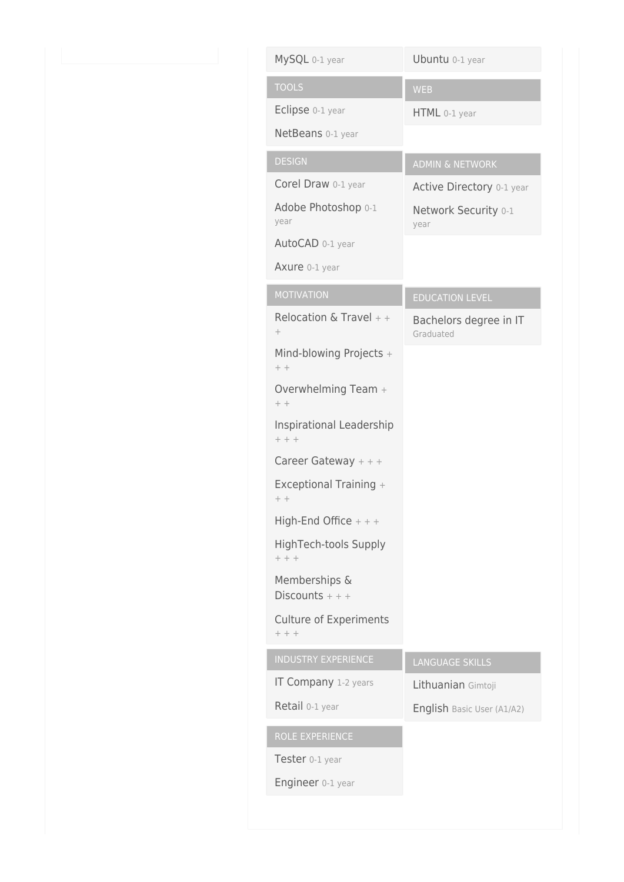MySQL 0-1 year

Ubuntu 0-1 year

### TOOLS

Eclipse 0-1 year

NetBeans 0-1 year

### WEB

HTML 0-1 year

### DESIGN

Corel Draw 0-1 year

Adobe Photoshop 0-1 year

AutoCAD 0-1 year

Axure 0-1 year

### ADMIN & NETWORK

Active Directory 0-1 year

Network Security 0-1 year

### MOTIVATION

Relocation & Travel + + +

Mind-blowing Projects + + +

Overwhelming Team + + +

Inspirational Leadership + + +

Career Gateway + + +

Exceptional Training + + +

High-End Office + + +

HighTech-tools Supply + + +

Memberships & Discounts + + +

Culture of Experiments + + +

### EDUCATION LEVEL

Bachelors degree in IT Graduated

### INDUSTRY EXPERIENCE

IT Company 1-2 years

Retail 0-1 year

### LANGUAGE SKILLS

Lithuanian Gimtoji

English Basic User (A1/A2)

### ROLE EXPERIENCE

Tester 0-1 year

Engineer 0-1 year